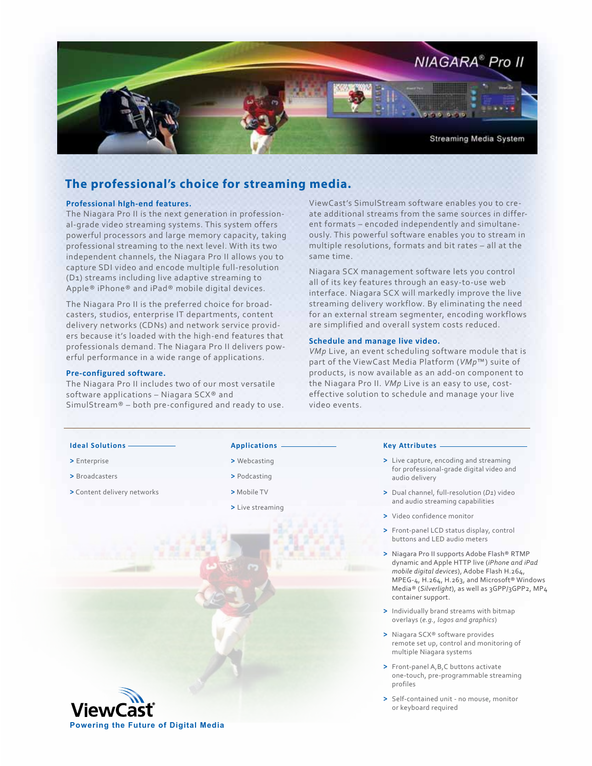NIAGARA® Pro II

Streaming Media System

# The professional's choice for streaming media.

### Professional high-end features.

The Niagara Pro II is the next generation in professional-grade video streaming systems. This system offers powerful processors and large memory capacity, taking professional streaming to the next level. With its two independent channels, the Niagara Pro II allows you to capture SDI video and encode multiple full-resolution (D1) streams including live adaptive streaming to Apple® iPhone® and iPad® mobile digital devices.

The Niagara Pro II is the preferred choice for broadcasters, studios, enterprise IT departments, content delivery networks (CDNs) and network service providers because it's loaded with the high-end features that professionals demand. The Niagara Pro II delivers powerful performance in a wide range of applications.

### Pre-configured software.

The Niagara Pro II includes two of our most versatile software applications – Niagara SCX® and SimulStream® – both pre-configured and ready to use.

ViewCast's SimulStream software enables you to create additional streams from the same sources in different formats – encoded independently and simultaneously. This powerful software enables you to stream in multiple resolutions, formats and bit rates – all at the same time.

Niagara SCX management software lets you control all of its key features through an easy-to-use web interface. Niagara SCX will markedly improve the live streaming delivery workflow. By eliminating the need for an external stream segmenter, encoding workflows are simplified and overall system costs reduced.

### Schedule and manage live video.

*VMp* Live, an event scheduling software module that is part of the ViewCast Media Platform (*VMp*™) suite of products, is now available as an add-on component to the Niagara Pro II. *VMp* Live is an easy to use, cost-effective solution to schedule and manage your live video events.

---

### Ideal Solutions

- Enterprise
- Broadcasters
- Content delivery networks

### Applications

- Webcasting
- Podcasting
- Mobile TV
- Live streaming

### Key Attributes

- Live capture, encoding and streaming for professional-grade digital video and audio delivery
- Dual channel, full-resolution (*D1*) video and audio streaming capabilities
- Video confidence monitor
- Front-panel LCD status display, control buttons and LED audio meters
- Niagara Pro II supports Adobe Flash® RTMP dynamic and Apple HTTP live (*iPhone and iPad mobile digital devices*), Adobe Flash H.264, MPEG-4, H.264, H.263, and Microsoft® Windows Media® (*Silverlight*), as well as 3GPP/3GPP2, MP4 container support.
- Individually brand streams with bitmap overlays (*e.g., logos and graphics*)
- Niagara SCX® software provides remote set up, control and monitoring of multiple Niagara systems
- Front-panel A,B,C buttons activate one-touch, pre-programmable streaming profiles
- Self-contained unit - no mouse, monitor or keyboard required

ViewCast®
Powering the Future of Digital Media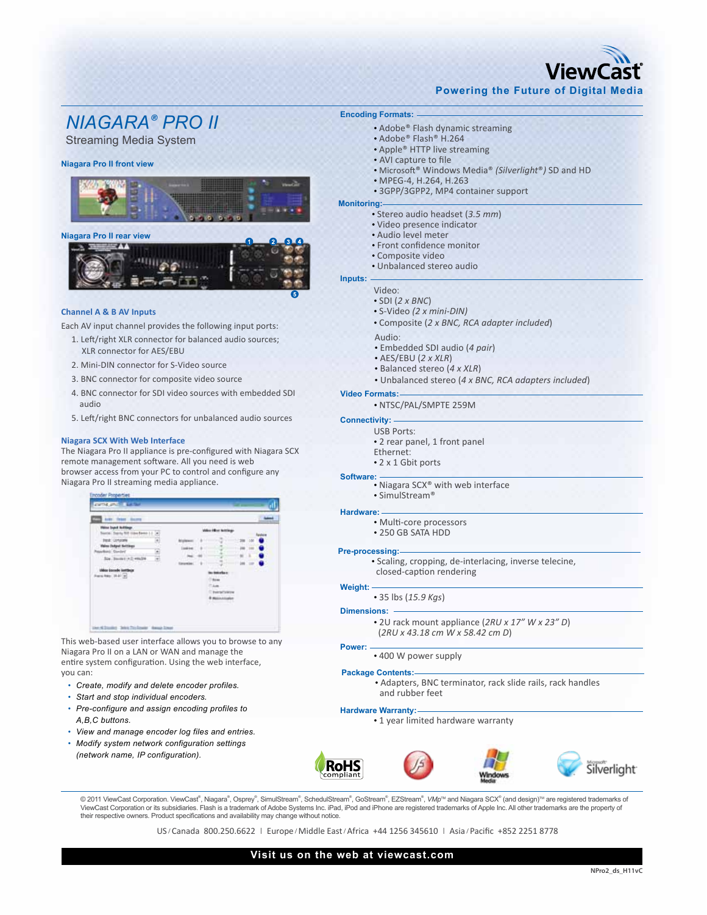ViewCast®

**Powering the Future of Digital Media**

# NIAGARA® PRO II

Streaming Media System

### Niagara Pro II front view

### Niagara Pro II rear view

### Channel A & B AV Inputs

Each AV input channel provides the following input ports:

1. Left/right XLR connector for balanced audio sources; XLR connector for AES/EBU
2. Mini-DIN connector for S-Video source
3. BNC connector for composite video source
4. BNC connector for SDI video sources with embedded SDI audio
5. Left/right BNC connectors for unbalanced audio sources

### Niagara SCX With Web Interface

The Niagara Pro II appliance is pre-configured with Niagara SCX remote management software. All you need is web browser access from your PC to control and configure any Niagara Pro II streaming media appliance.

This web-based user interface allows you to browse to any Niagara Pro II on a LAN or WAN and manage the entire system configuration. Using the web interface, you can:

- *Create, modify and delete encoder profiles.*
- *Start and stop individual encoders.*
- *Pre-configure and assign encoding profiles to A,B,C buttons.*
- *View and manage encoder log files and entries.*
- *Modify system network configuration settings (network name, IP configuration).*

**Encoding Formats:**

- Adobe® Flash dynamic streaming
- Adobe® Flash® H.264
- Apple® HTTP live streaming
- AVI capture to file
- Microsoft® Windows Media® *(Silverlight®)* SD and HD
- MPEG-4, H.264, H.263
- 3GPP/3GPP2, MP4 container support

**Monitoring:**

- Stereo audio headset (*3.5 mm*)
- Video presence indicator
- Audio level meter
- Front confidence monitor
- Composite video
- Unbalanced stereo audio

**Inputs:**

Video:
- SDI (*2 x BNC*)
- S-Video *(2 x mini-DIN)*
- Composite (*2 x BNC, RCA adapter included*)

Audio:
- Embedded SDI audio (*4 pair*)
- AES/EBU (*2 x XLR*)
- Balanced stereo (*4 x XLR*)
- Unbalanced stereo (*4 x BNC, RCA adapters included*)

**Video Formats:**

- NTSC/PAL/SMPTE 259M

**Connectivity:**

USB Ports:
- 2 rear panel, 1 front panel

Ethernet:
- 2 x 1 Gbit ports

**Software:**

- Niagara SCX® with web interface
- SimulStream®

**Hardware:**

- Multi-core processors
- 250 GB SATA HDD

**Pre-processing:**

- Scaling, cropping, de-interlacing, inverse telecine, closed-caption rendering

**Weight:**

- 35 lbs (*15.9 Kgs*)

**Dimensions:**

- 2U rack mount appliance (*2RU x 17" W x 23" D*) (*2RU x 43.18 cm W x 58.42 cm D*)

**Power:**

- 400 W power supply

**Package Contents:**

- Adapters, BNC terminator, rack slide rails, rack handles and rubber feet

**Hardware Warranty:**

- 1 year limited hardware warranty

RoHS compliant | Windows Media | Microsoft Silverlight

© 2011 ViewCast Corporation. ViewCast®, Niagara®, Osprey®, SimulStream®, SchedulStream®, GoStream®, EZStream®, VMp™ and Niagara SCX® (and design)™ are registered trademarks of ViewCast Corporation or its subsidiaries. Flash is a trademark of Adobe Systems Inc. iPad, iPod and iPhone are registered trademarks of Apple Inc. All other trademarks are the property of their respective owners. Product specifications and availability may change without notice.

US / Canada 800.250.6622 | Europe / Middle East / Africa +44 1256 345610 | Asia / Pacific +852 2251 8778

**Visit us on the web at viewcast.com**

NPro2_ds_H11vC